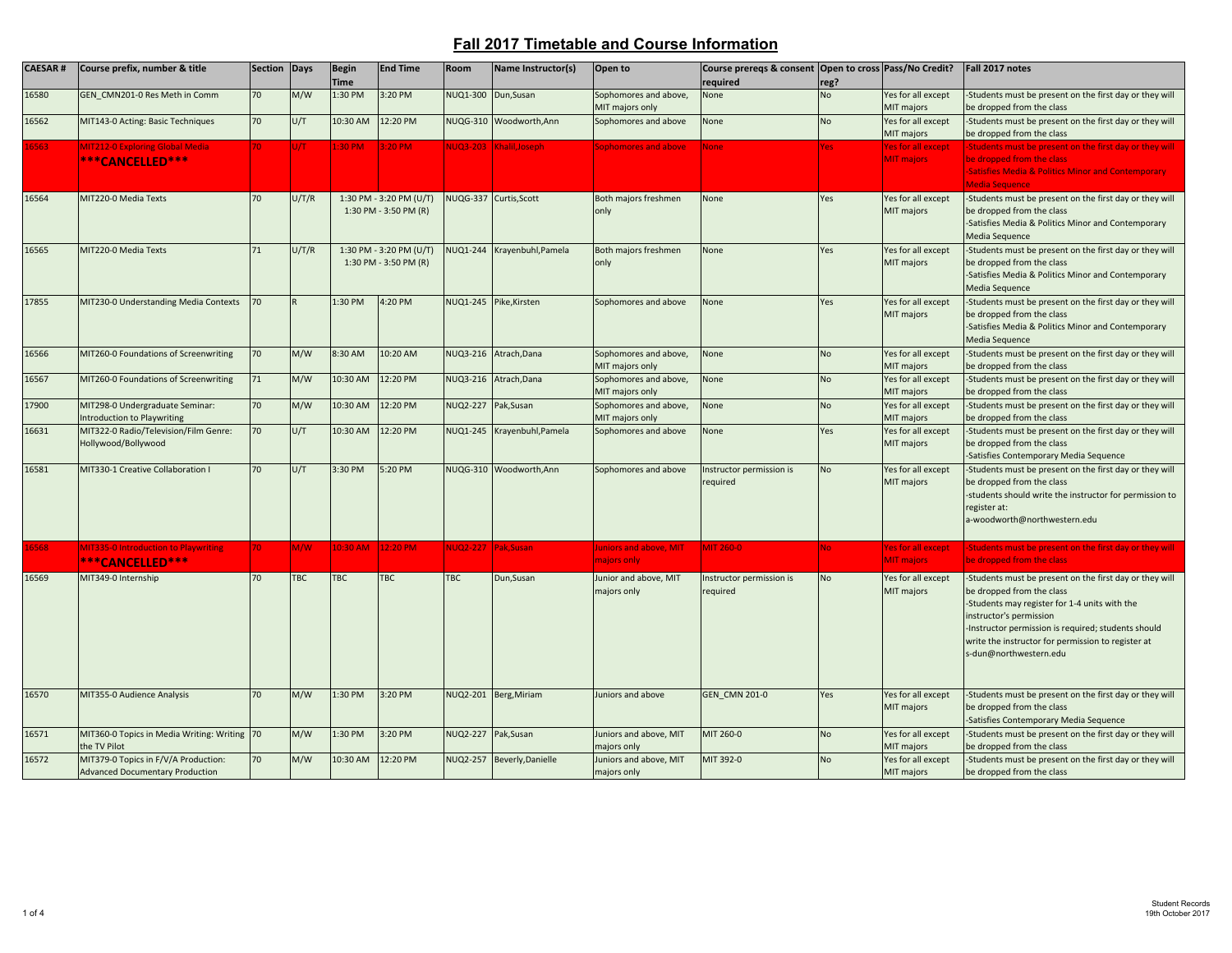# Fall 2017 Timetable and Course Information

| CAESAR # | Course prefix, number & title | Section | Days | Begin Time | End Time | Room | Name Instructor(s) | Open to | Course prereqs & consent required | Open to cross reg? | Pass/No Credit? | Fall 2017 notes |
|---|---|---|---|---|---|---|---|---|---|---|---|---|
| 16580 | GEN_CMN201-0 Res Meth in Comm | 70 | M/W | 1:30 PM | 3:20 PM | NUQ1-300 | Dun,Susan | Sophomores and above, MIT majors only | None | No | Yes for all except MIT majors | -Students must be present on the first day or they will be dropped from the class |
| 16562 | MIT143-0 Acting: Basic Techniques | 70 | U/T | 10:30 AM | 12:20 PM | NUQG-310 | Woodworth,Ann | Sophomores and above | None | No | Yes for all except MIT majors | -Students must be present on the first day or they will be dropped from the class |
| 16563 | MIT212-0 Exploring Global Media ***CANCELLED*** | 70 | U/T | 1:30 PM | 3:20 PM | NUQ3-203 | Khalil,Joseph | Sophomores and above | None | Yes | Yes for all except MIT majors | -Students must be present on the first day or they will be dropped from the class -Satisfies Media & Politics Minor and Contemporary Media Sequence |
| 16564 | MIT220-0 Media Texts | 70 | U/T/R | 1:30 PM - 3:20 PM (U/T) 1:30 PM - 3:50 PM (R) | | NUQG-337 | Curtis,Scott | Both majors freshmen only | None | Yes | Yes for all except MIT majors | -Students must be present on the first day or they will be dropped from the class -Satisfies Media & Politics Minor and Contemporary Media Sequence |
| 16565 | MIT220-0 Media Texts | 71 | U/T/R | 1:30 PM - 3:20 PM (U/T) 1:30 PM - 3:50 PM (R) | | NUQ1-244 | Krayenbuhl,Pamela | Both majors freshmen only | None | Yes | Yes for all except MIT majors | -Students must be present on the first day or they will be dropped from the class -Satisfies Media & Politics Minor and Contemporary Media Sequence |
| 17855 | MIT230-0 Understanding Media Contexts | 70 | R | 1:30 PM | 4:20 PM | NUQ1-245 | Pike,Kirsten | Sophomores and above | None | Yes | Yes for all except MIT majors | -Students must be present on the first day or they will be dropped from the class -Satisfies Media & Politics Minor and Contemporary Media Sequence |
| 16566 | MIT260-0 Foundations of Screenwriting | 70 | M/W | 8:30 AM | 10:20 AM | NUQ3-216 | Atrach,Dana | Sophomores and above, MIT majors only | None | No | Yes for all except MIT majors | -Students must be present on the first day or they will be dropped from the class |
| 16567 | MIT260-0 Foundations of Screenwriting | 71 | M/W | 10:30 AM | 12:20 PM | NUQ3-216 | Atrach,Dana | Sophomores and above, MIT majors only | None | No | Yes for all except MIT majors | -Students must be present on the first day or they will be dropped from the class |
| 17900 | MIT298-0 Undergraduate Seminar: Introduction to Playwriting | 70 | M/W | 10:30 AM | 12:20 PM | NUQ2-227 | Pak,Susan | Sophomores and above, MIT majors only | None | No | Yes for all except MIT majors | -Students must be present on the first day or they will be dropped from the class |
| 16631 | MIT322-0 Radio/Television/Film Genre: Hollywood/Bollywood | 70 | U/T | 10:30 AM | 12:20 PM | NUQ1-245 | Krayenbuhl,Pamela | Sophomores and above | None | Yes | Yes for all except MIT majors | -Students must be present on the first day or they will be dropped from the class -Satisfies Contemporary Media Sequence |
| 16581 | MIT330-1 Creative Collaboration I | 70 | U/T | 3:30 PM | 5:20 PM | NUQG-310 | Woodworth,Ann | Sophomores and above | Instructor permission is required | No | Yes for all except MIT majors | -Students must be present on the first day or they will be dropped from the class -students should write the instructor for permission to register at: a-woodworth@northwestern.edu |
| 16568 | MIT335-0 Introduction to Playwriting ***CANCELLED*** | 70 | M/W | 10:30 AM | 12:20 PM | NUQ2-227 | Pak,Susan | Juniors and above, MIT majors only | MIT 260-0 | No | Yes for all except MIT majors | -Students must be present on the first day or they will be dropped from the class |
| 16569 | MIT349-0 Internship | 70 | TBC | TBC | TBC | TBC | Dun,Susan | Junior and above, MIT majors only | Instructor permission is required | No | Yes for all except MIT majors | -Students must be present on the first day or they will be dropped from the class -Students may register for 1-4 units with the instructor's permission -Instructor permission is required; students should write the instructor for permission to register at s-dun@northwestern.edu |
| 16570 | MIT355-0 Audience Analysis | 70 | M/W | 1:30 PM | 3:20 PM | NUQ2-201 | Berg,Miriam | Juniors and above | GEN_CMN 201-0 | Yes | Yes for all except MIT majors | -Students must be present on the first day or they will be dropped from the class -Satisfies Contemporary Media Sequence |
| 16571 | MIT360-0 Topics in Media Writing: Writing the TV Pilot | 70 | M/W | 1:30 PM | 3:20 PM | NUQ2-227 | Pak,Susan | Juniors and above, MIT majors only | MIT 260-0 | No | Yes for all except MIT majors | -Students must be present on the first day or they will be dropped from the class |
| 16572 | MIT379-0 Topics in F/V/A Production: Advanced Documentary Production | 70 | M/W | 10:30 AM | 12:20 PM | NUQ2-257 | Beverly,Danielle | Juniors and above, MIT majors only | MIT 392-0 | No | Yes for all except MIT majors | -Students must be present on the first day or they will be dropped from the class |

Student Records
19th October 2017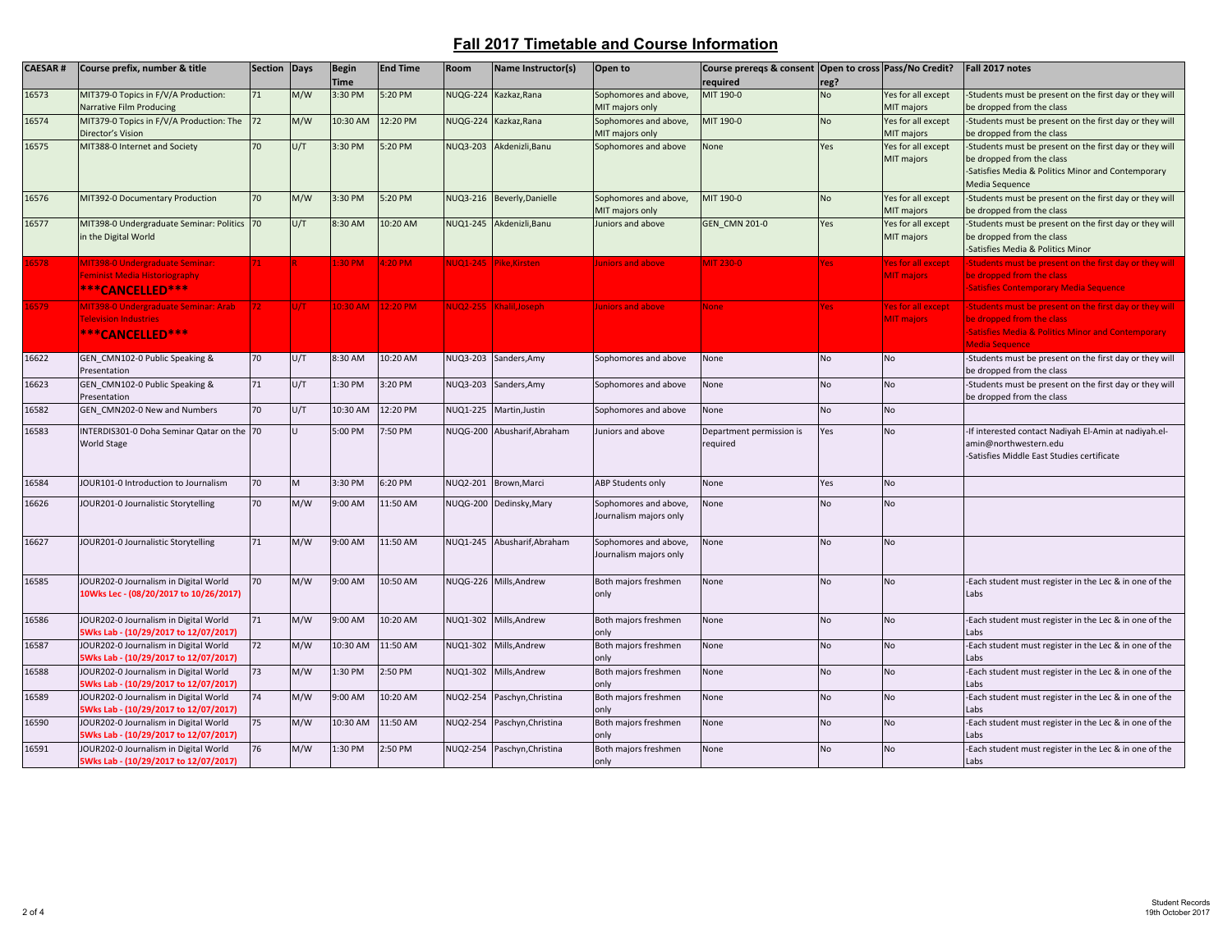# Fall 2017 Timetable and Course Information

| CAESAR # | Course prefix, number & title | Section | Days | Begin Time | End Time | Room | Name Instructor(s) | Open to | Course prereqs & consent required | Open to cross reg? | Pass/No Credit? | Fall 2017 notes |
|---|---|---|---|---|---|---|---|---|---|---|---|---|
| 16573 | MIT379-0 Topics in F/V/A Production: Narrative Film Producing | 71 | M/W | 3:30 PM | 5:20 PM | NUQG-224 | Kazkaz,Rana | Sophomores and above, MIT majors only | MIT 190-0 | No | Yes for all except MIT majors | -Students must be present on the first day or they will be dropped from the class |
| 16574 | MIT379-0 Topics in F/V/A Production: The Director's Vision | 72 | M/W | 10:30 AM | 12:20 PM | NUQG-224 | Kazkaz,Rana | Sophomores and above, MIT majors only | MIT 190-0 | No | Yes for all except MIT majors | -Students must be present on the first day or they will be dropped from the class |
| 16575 | MIT388-0 Internet and Society | 70 | U/T | 3:30 PM | 5:20 PM | NUQ3-203 | Akdenizli,Banu | Sophomores and above | None | Yes | Yes for all except MIT majors | -Students must be present on the first day or they will be dropped from the class<br>-Satisfies Media & Politics Minor and Contemporary Media Sequence |
| 16576 | MIT392-0 Documentary Production | 70 | M/W | 3:30 PM | 5:20 PM | NUQ3-216 | Beverly,Danielle | Sophomores and above, MIT majors only | MIT 190-0 | No | Yes for all except MIT majors | -Students must be present on the first day or they will be dropped from the class |
| 16577 | MIT398-0 Undergraduate Seminar: Politics in the Digital World | 70 | U/T | 8:30 AM | 10:20 AM | NUQ1-245 | Akdenizli,Banu | Juniors and above | GEN_CMN 201-0 | Yes | Yes for all except MIT majors | -Students must be present on the first day or they will be dropped from the class<br>-Satisfies Media & Politics Minor |
| 16578 | MIT398-0 Undergraduate Seminar: Feminist Media Historiography ***CANCELLED*** | 71 | R | 1:30 PM | 4:20 PM | NUQ1-245 | Pike,Kirsten | Juniors and above | MIT 230-0 | Yes | Yes for all except MIT majors | -Students must be present on the first day or they will be dropped from the class<br>-Satisfies Contemporary Media Sequence |
| 16579 | MIT398-0 Undergraduate Seminar: Arab Television Industries ***CANCELLED*** | 72 | U/T | 10:30 AM | 12:20 PM | NUQ2-255 | Khalil,Joseph | Juniors and above | None | Yes | Yes for all except MIT majors | -Students must be present on the first day or they will be dropped from the class<br>-Satisfies Media & Politics Minor and Contemporary Media Sequence |
| 16622 | GEN_CMN102-0 Public Speaking & Presentation | 70 | U/T | 8:30 AM | 10:20 AM | NUQ3-203 | Sanders,Amy | Sophomores and above | None | No | No | -Students must be present on the first day or they will be dropped from the class |
| 16623 | GEN_CMN102-0 Public Speaking & Presentation | 71 | U/T | 1:30 PM | 3:20 PM | NUQ3-203 | Sanders,Amy | Sophomores and above | None | No | No | -Students must be present on the first day or they will be dropped from the class |
| 16582 | GEN_CMN202-0 New and Numbers | 70 | U/T | 10:30 AM | 12:20 PM | NUQ1-225 | Martin,Justin | Sophomores and above | None | No | No | |
| 16583 | INTERDIS301-0 Doha Seminar Qatar on the World Stage | 70 | U | 5:00 PM | 7:50 PM | NUQG-200 | Abusharif,Abraham | Juniors and above | Department permission is required | Yes | No | -If interested contact Nadiyah El-Amin at nadiyah.el-amin@northwestern.edu<br>-Satisfies Middle East Studies certificate |
| 16584 | JOUR101-0 Introduction to Journalism | 70 | M | 3:30 PM | 6:20 PM | NUQ2-201 | Brown,Marci | ABP Students only | None | Yes | No | |
| 16626 | JOUR201-0 Journalistic Storytelling | 70 | M/W | 9:00 AM | 11:50 AM | NUQG-200 | Dedinsky,Mary | Sophomores and above, Journalism majors only | None | No | No | |
| 16627 | JOUR201-0 Journalistic Storytelling | 71 | M/W | 9:00 AM | 11:50 AM | NUQ1-245 | Abusharif,Abraham | Sophomores and above, Journalism majors only | None | No | No | |
| 16585 | JOUR202-0 Journalism in Digital World **10Wks Lec - (08/20/2017 to 10/26/2017)** | 70 | M/W | 9:00 AM | 10:50 AM | NUQG-226 | Mills,Andrew | Both majors freshmen only | None | No | No | -Each student must register in the Lec & in one of the Labs |
| 16586 | JOUR202-0 Journalism in Digital World **5Wks Lab - (10/29/2017 to 12/07/2017)** | 71 | M/W | 9:00 AM | 10:20 AM | NUQ1-302 | Mills,Andrew | Both majors freshmen only | None | No | No | -Each student must register in the Lec & in one of the Labs |
| 16587 | JOUR202-0 Journalism in Digital World **5Wks Lab - (10/29/2017 to 12/07/2017)** | 72 | M/W | 10:30 AM | 11:50 AM | NUQ1-302 | Mills,Andrew | Both majors freshmen only | None | No | No | -Each student must register in the Lec & in one of the Labs |
| 16588 | JOUR202-0 Journalism in Digital World **5Wks Lab - (10/29/2017 to 12/07/2017)** | 73 | M/W | 1:30 PM | 2:50 PM | NUQ1-302 | Mills,Andrew | Both majors freshmen only | None | No | No | -Each student must register in the Lec & in one of the Labs |
| 16589 | JOUR202-0 Journalism in Digital World **5Wks Lab - (10/29/2017 to 12/07/2017)** | 74 | M/W | 9:00 AM | 10:20 AM | NUQ2-254 | Paschyn,Christina | Both majors freshmen only | None | No | No | -Each student must register in the Lec & in one of the Labs |
| 16590 | JOUR202-0 Journalism in Digital World **5Wks Lab - (10/29/2017 to 12/07/2017)** | 75 | M/W | 10:30 AM | 11:50 AM | NUQ2-254 | Paschyn,Christina | Both majors freshmen only | None | No | No | -Each student must register in the Lec & in one of the Labs |
| 16591 | JOUR202-0 Journalism in Digital World **5Wks Lab - (10/29/2017 to 12/07/2017)** | 76 | M/W | 1:30 PM | 2:50 PM | NUQ2-254 | Paschyn,Christina | Both majors freshmen only | None | No | No | -Each student must register in the Lec & in one of the Labs |

Student Records
19th October 2017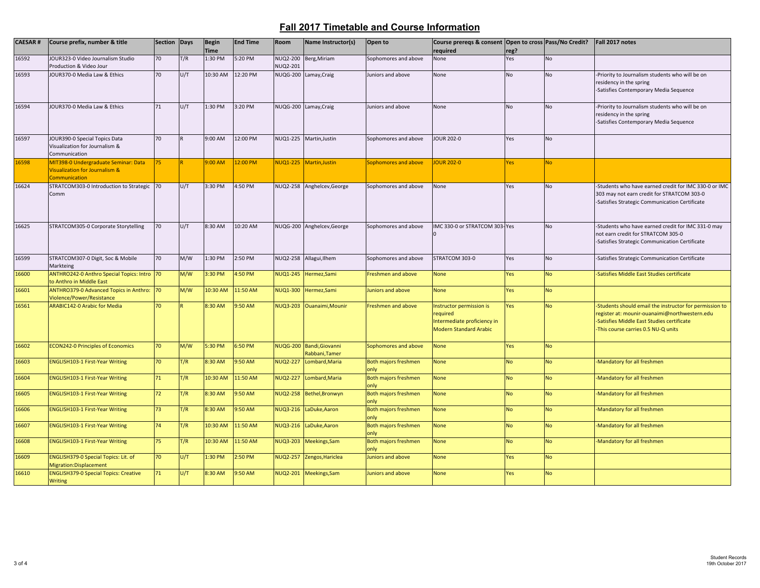# Fall 2017 Timetable and Course Information

| CAESAR # | Course prefix, number & title | Section | Days | Begin Time | End Time | Room | Name Instructor(s) | Open to | Course prereqs & consent required | Open to cross reg? | Pass/No Credit? | Fall 2017 notes |
|---|---|---|---|---|---|---|---|---|---|---|---|---|
| 16592 | JOUR323-0 Video Journalism Studio Production & Video Jour | 70 | T/R | 1:30 PM | 5:20 PM | NUQ2-200 NUQ2-201 | Berg,Miriam | Sophomores and above | None | Yes | No | |
| 16593 | JOUR370-0 Media Law & Ethics | 70 | U/T | 10:30 AM | 12:20 PM | NUQG-200 | Lamay,Craig | Juniors and above | None | No | No | -Priority to Journalism students who will be on residency in the spring<br>-Satisfies Contemporary Media Sequence |
| 16594 | JOUR370-0 Media Law & Ethics | 71 | U/T | 1:30 PM | 3:20 PM | NUQG-200 | Lamay,Craig | Juniors and above | None | No | No | -Priority to Journalism students who will be on residency in the spring<br>-Satisfies Contemporary Media Sequence |
| 16597 | JOUR390-0 Special Topics Data Visualization for Journalism & Communication | 70 | R | 9:00 AM | 12:00 PM | NUQ1-225 | Martin,Justin | Sophomores and above | JOUR 202-0 | Yes | No | |
| 16598 | MIT398-0 Undergraduate Seminar: Data Visualization for Journalism & Communication | 75 | R | 9:00 AM | 12:00 PM | NUQ1-225 | Martin,Justin | Sophomores and above | JOUR 202-0 | Yes | No | |
| 16624 | STRATCOM303-0 Introduction to Strategic Comm | 70 | U/T | 3:30 PM | 4:50 PM | NUQ2-258 | Anghelcev,George | Sophomores and above | None | Yes | No | -Students who have earned credit for IMC 330-0 or IMC 303 may not earn credit for STRATCOM 303-0<br>-Satisfies Strategic Communication Certificate |
| 16625 | STRATCOM305-0 Corporate Storytelling | 70 | U/T | 8:30 AM | 10:20 AM | NUQG-200 | Anghelcev,George | Sophomores and above | IMC 330-0 or STRATCOM 303-0 | Yes | No | -Students who have earned credit for IMC 331-0 may not earn credit for STRATCOM 305-0<br>-Satisfies Strategic Communication Certificate |
| 16599 | STRATCOM307-0 Digit, Soc & Mobile Markteing | 70 | M/W | 1:30 PM | 2:50 PM | NUQ2-258 | Allagui,Ilhem | Sophomores and above | STRATCOM 303-0 | Yes | No | -Satisfies Strategic Communication Certificate |
| 16600 | ANTHRO242-0 Anthro Special Topics: Intro to Anthro in Middle East | 70 | M/W | 3:30 PM | 4:50 PM | NUQ1-245 | Hermez,Sami | Freshmen and above | None | Yes | No | -Satisfies Middle East Studies certificate |
| 16601 | ANTHRO379-0 Advanced Topics in Anthro: Violence/Power/Resistance | 70 | M/W | 10:30 AM | 11:50 AM | NUQ1-300 | Hermez,Sami | Juniors and above | None | Yes | No | |
| 16561 | ARABIC142-0 Arabic for Media | 70 | R | 8:30 AM | 9:50 AM | NUQ3-203 | Ouanaimi,Mounir | Freshmen and above | Instructor permission is required<br>Intermediate proficiency in Modern Standard Arabic | Yes | No | -Students should email the instructor for permission to register at: mounir-ouanaimi@northwestern.edu<br>-Satisfies Middle East Studies certificate<br>-This course carries 0.5 NU-Q units |
| 16602 | ECON242-0 Principles of Economics | 70 | M/W | 5:30 PM | 6:50 PM | NUQG-200 | Bandi,Giovanni<br>Rabbani,Tamer | Sophomores and above | None | Yes | No | |
| 16603 | ENGLISH103-1 First-Year Writing | 70 | T/R | 8:30 AM | 9:50 AM | NUQ2-227 | Lombard,Maria | Both majors freshmen only | None | No | No | -Mandatory for all freshmen |
| 16604 | ENGLISH103-1 First-Year Writing | 71 | T/R | 10:30 AM | 11:50 AM | NUQ2-227 | Lombard,Maria | Both majors freshmen only | None | No | No | -Mandatory for all freshmen |
| 16605 | ENGLISH103-1 First-Year Writing | 72 | T/R | 8:30 AM | 9:50 AM | NUQ2-258 | Bethel,Bronwyn | Both majors freshmen only | None | No | No | -Mandatory for all freshmen |
| 16606 | ENGLISH103-1 First-Year Writing | 73 | T/R | 8:30 AM | 9:50 AM | NUQ3-216 | LaDuke,Aaron | Both majors freshmen only | None | No | No | -Mandatory for all freshmen |
| 16607 | ENGLISH103-1 First-Year Writing | 74 | T/R | 10:30 AM | 11:50 AM | NUQ3-216 | LaDuke,Aaron | Both majors freshmen only | None | No | No | -Mandatory for all freshmen |
| 16608 | ENGLISH103-1 First-Year Writing | 75 | T/R | 10:30 AM | 11:50 AM | NUQ3-203 | Meekings,Sam | Both majors freshmen only | None | No | No | -Mandatory for all freshmen |
| 16609 | ENGLISH379-0 Special Topics: Lit. of Migration:Displacement | 70 | U/T | 1:30 PM | 2:50 PM | NUQ2-257 | Zengos,Hariclea | Juniors and above | None | Yes | No | |
| 16610 | ENGLISH379-0 Special Topics: Creative Writing | 71 | U/T | 8:30 AM | 9:50 AM | NUQ2-201 | Meekings,Sam | Juniors and above | None | Yes | No | |

Student Records
19th October 2017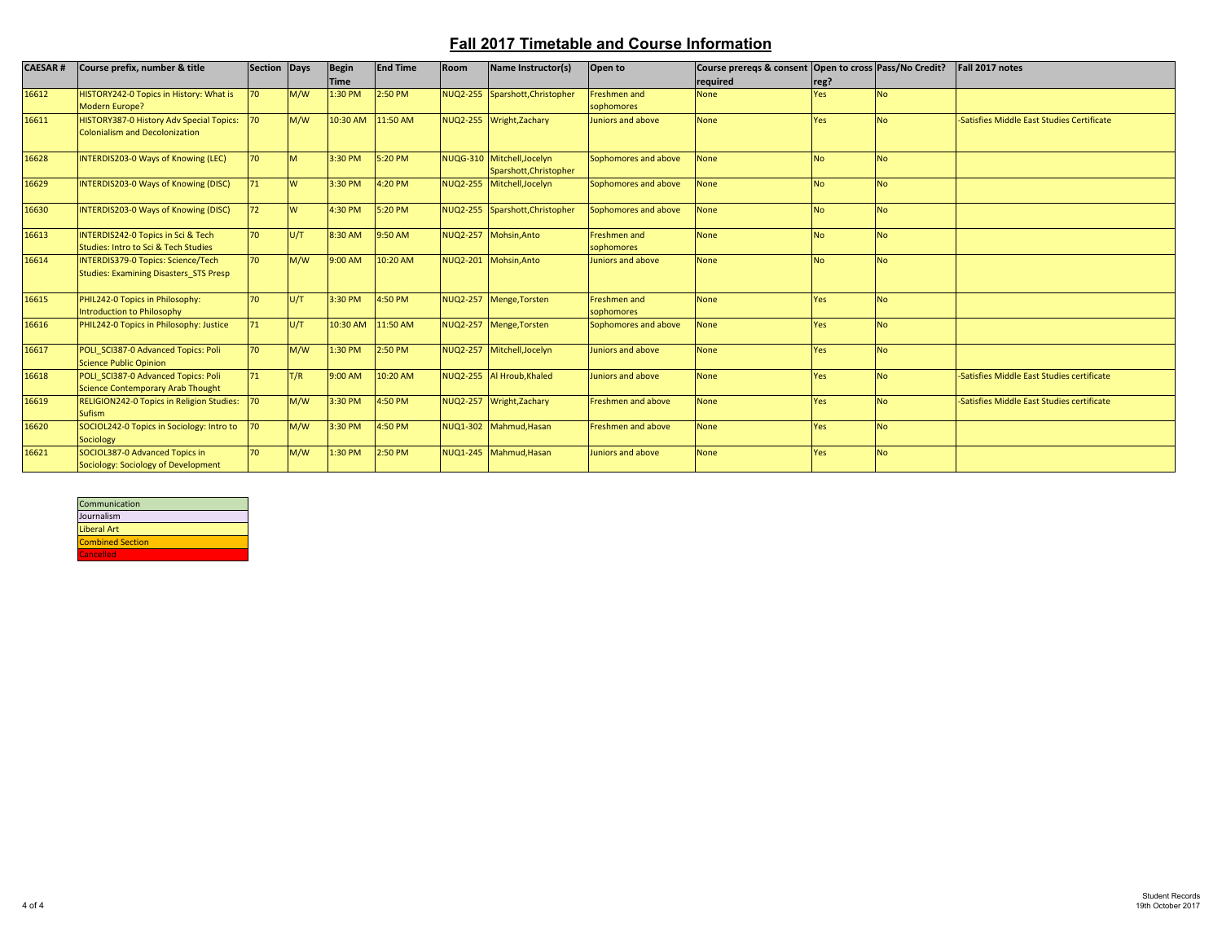# Fall 2017 Timetable and Course Information

| CAESAR # | Course prefix, number & title | Section | Days | Begin Time | End Time | Room | Name Instructor(s) | Open to | Course prereqs & consent required | Open to cross reg? | Pass/No Credit? | Fall 2017 notes |
|---|---|---|---|---|---|---|---|---|---|---|---|---|
| 16612 | HISTORY242-0 Topics in History: What is Modern Europe? | 70 | M/W | 1:30 PM | 2:50 PM | NUQ2-255 | Sparshott,Christopher | Freshmen and sophomores | None | Yes | No | |
| 16611 | HISTORY387-0 History Adv Special Topics: Colonialism and Decolonization | 70 | M/W | 10:30 AM | 11:50 AM | NUQ2-255 | Wright,Zachary | Juniors and above | None | Yes | No | -Satisfies Middle East Studies Certificate |
| 16628 | INTERDIS203-0 Ways of Knowing (LEC) | 70 | M | 3:30 PM | 5:20 PM | NUQG-310 | Mitchell,Jocelyn Sparshott,Christopher | Sophomores and above | None | No | No | |
| 16629 | INTERDIS203-0 Ways of Knowing (DISC) | 71 | W | 3:30 PM | 4:20 PM | NUQ2-255 | Mitchell,Jocelyn | Sophomores and above | None | No | No | |
| 16630 | INTERDIS203-0 Ways of Knowing (DISC) | 72 | W | 4:30 PM | 5:20 PM | NUQ2-255 | Sparshott,Christopher | Sophomores and above | None | No | No | |
| 16613 | INTERDIS242-0 Topics in Sci & Tech Studies: Intro to Sci & Tech Studies | 70 | U/T | 8:30 AM | 9:50 AM | NUQ2-257 | Mohsin,Anto | Freshmen and sophomores | None | No | No | |
| 16614 | INTERDIS379-0 Topics: Science/Tech Studies: Examining Disasters_STS Presp | 70 | M/W | 9:00 AM | 10:20 AM | NUQ2-201 | Mohsin,Anto | Juniors and above | None | No | No | |
| 16615 | PHIL242-0 Topics in Philosophy: Introduction to Philosophy | 70 | U/T | 3:30 PM | 4:50 PM | NUQ2-257 | Menge,Torsten | Freshmen and sophomores | None | Yes | No | |
| 16616 | PHIL242-0 Topics in Philosophy: Justice | 71 | U/T | 10:30 AM | 11:50 AM | NUQ2-257 | Menge,Torsten | Sophomores and above | None | Yes | No | |
| 16617 | POLI_SCI387-0 Advanced Topics: Poli Science Public Opinion | 70 | M/W | 1:30 PM | 2:50 PM | NUQ2-257 | Mitchell,Jocelyn | Juniors and above | None | Yes | No | |
| 16618 | POLI_SCI387-0 Advanced Topics: Poli Science Contemporary Arab Thought | 71 | T/R | 9:00 AM | 10:20 AM | NUQ2-255 | Al Hroub,Khaled | Juniors and above | None | Yes | No | -Satisfies Middle East Studies certificate |
| 16619 | RELIGION242-0 Topics in Religion Studies: Sufism | 70 | M/W | 3:30 PM | 4:50 PM | NUQ2-257 | Wright,Zachary | Freshmen and above | None | Yes | No | -Satisfies Middle East Studies certificate |
| 16620 | SOCIOL242-0 Topics in Sociology: Intro to Sociology | 70 | M/W | 3:30 PM | 4:50 PM | NUQ1-302 | Mahmud,Hasan | Freshmen and above | None | Yes | No | |
| 16621 | SOCIOL387-0 Advanced Topics in Sociology: Sociology of Development | 70 | M/W | 1:30 PM | 2:50 PM | NUQ1-245 | Mahmud,Hasan | Juniors and above | None | Yes | No | |

| |
|---|
| Communication |
| Journalism |
| Liberal Art |
| Combined Section |
| Cancelled |

Student Records
19th October 2017